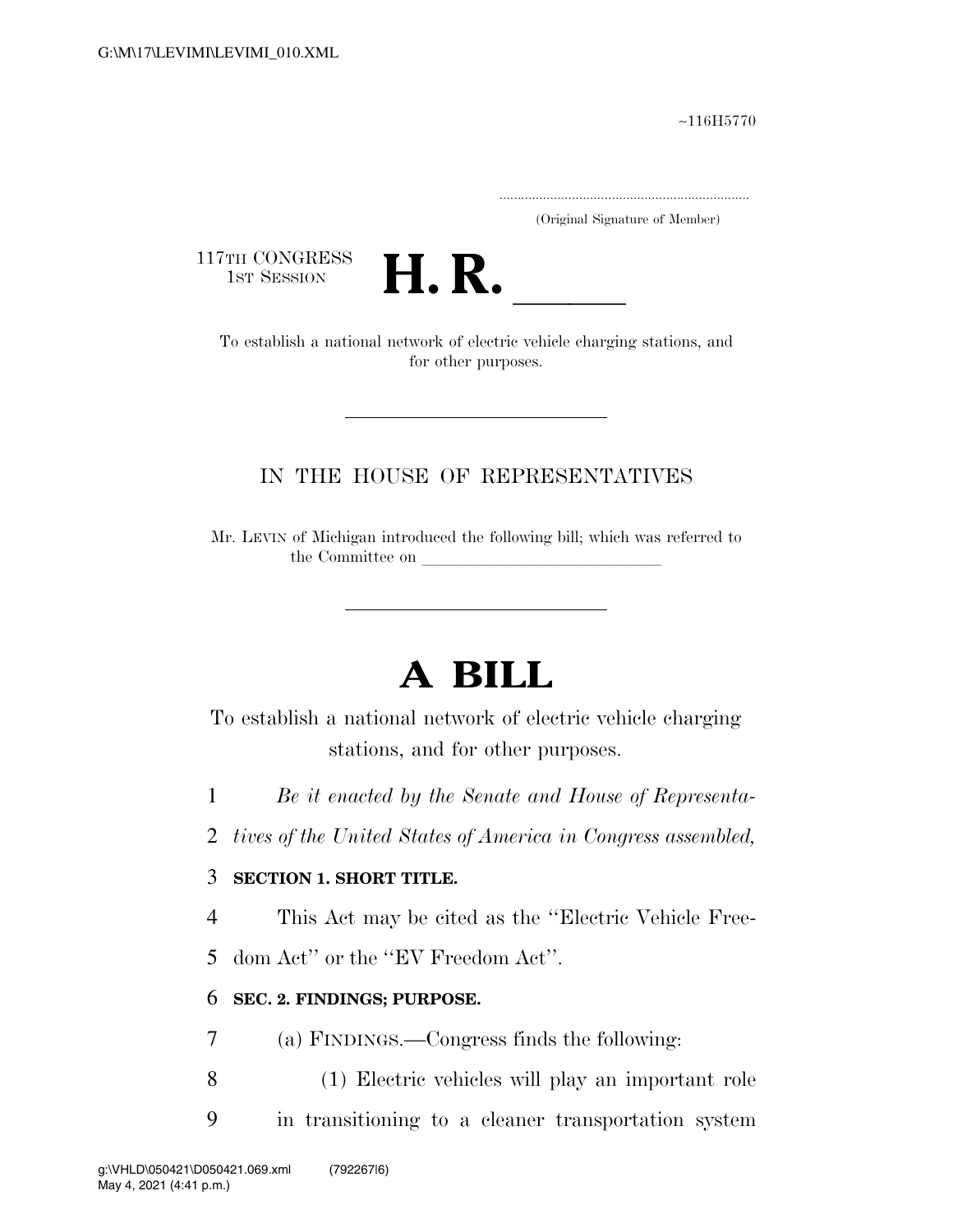~116H5770

.....................................................................
(Original Signature of Member)

117TH CONGRESS
1ST SESSION

# H. R. \_\_\_\_\_

To establish a national network of electric vehicle charging stations, and for other purposes.

IN THE HOUSE OF REPRESENTATIVES

Mr. LEVIN of Michigan introduced the following bill; which was referred to the Committee on \_\_\_\_\_\_\_\_\_\_\_\_\_\_\_\_\_\_\_\_\_\_\_\_\_\_\_\_

# A BILL

To establish a national network of electric vehicle charging stations, and for other purposes.

1 *Be it enacted by the Senate and House of Representa-*
2 *tives of the United States of America in Congress assembled,*

3 **SECTION 1. SHORT TITLE.**

4 This Act may be cited as the "Electric Vehicle Free-
5 dom Act" or the "EV Freedom Act".

6 **SEC. 2. FINDINGS; PURPOSE.**

7 (a) FINDINGS.—Congress finds the following:

8 (1) Electric vehicles will play an important role
9 in transitioning to a cleaner transportation system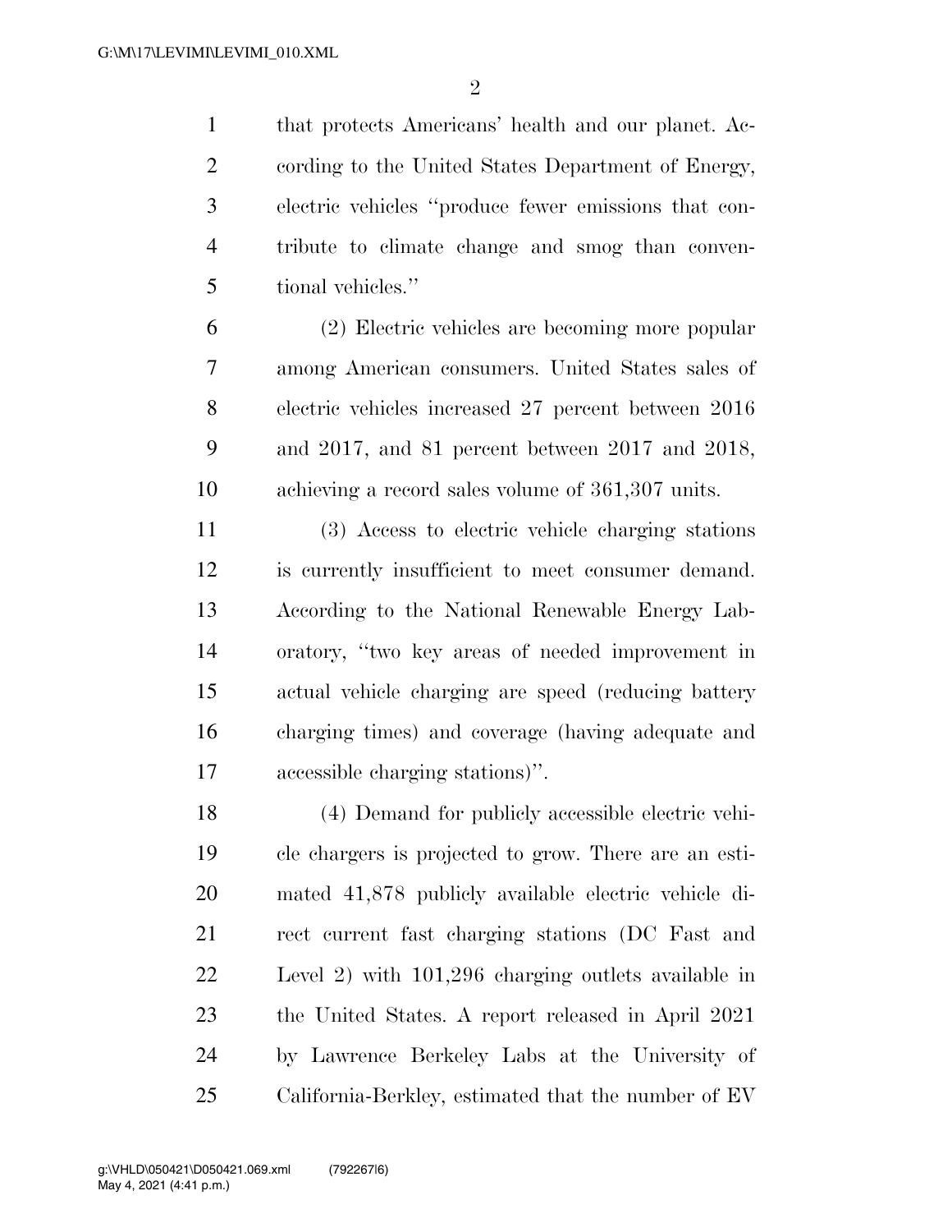that protects Americans' health and our planet. According to the United States Department of Energy, electric vehicles "produce fewer emissions that contribute to climate change and smog than conventional vehicles."

(2) Electric vehicles are becoming more popular among American consumers. United States sales of electric vehicles increased 27 percent between 2016 and 2017, and 81 percent between 2017 and 2018, achieving a record sales volume of 361,307 units.

(3) Access to electric vehicle charging stations is currently insufficient to meet consumer demand. According to the National Renewable Energy Laboratory, "two key areas of needed improvement in actual vehicle charging are speed (reducing battery charging times) and coverage (having adequate and accessible charging stations)".

(4) Demand for publicly accessible electric vehicle chargers is projected to grow. There are an estimated 41,878 publicly available electric vehicle direct current fast charging stations (DC Fast and Level 2) with 101,296 charging outlets available in the United States. A report released in April 2021 by Lawrence Berkeley Labs at the University of California-Berkley, estimated that the number of EV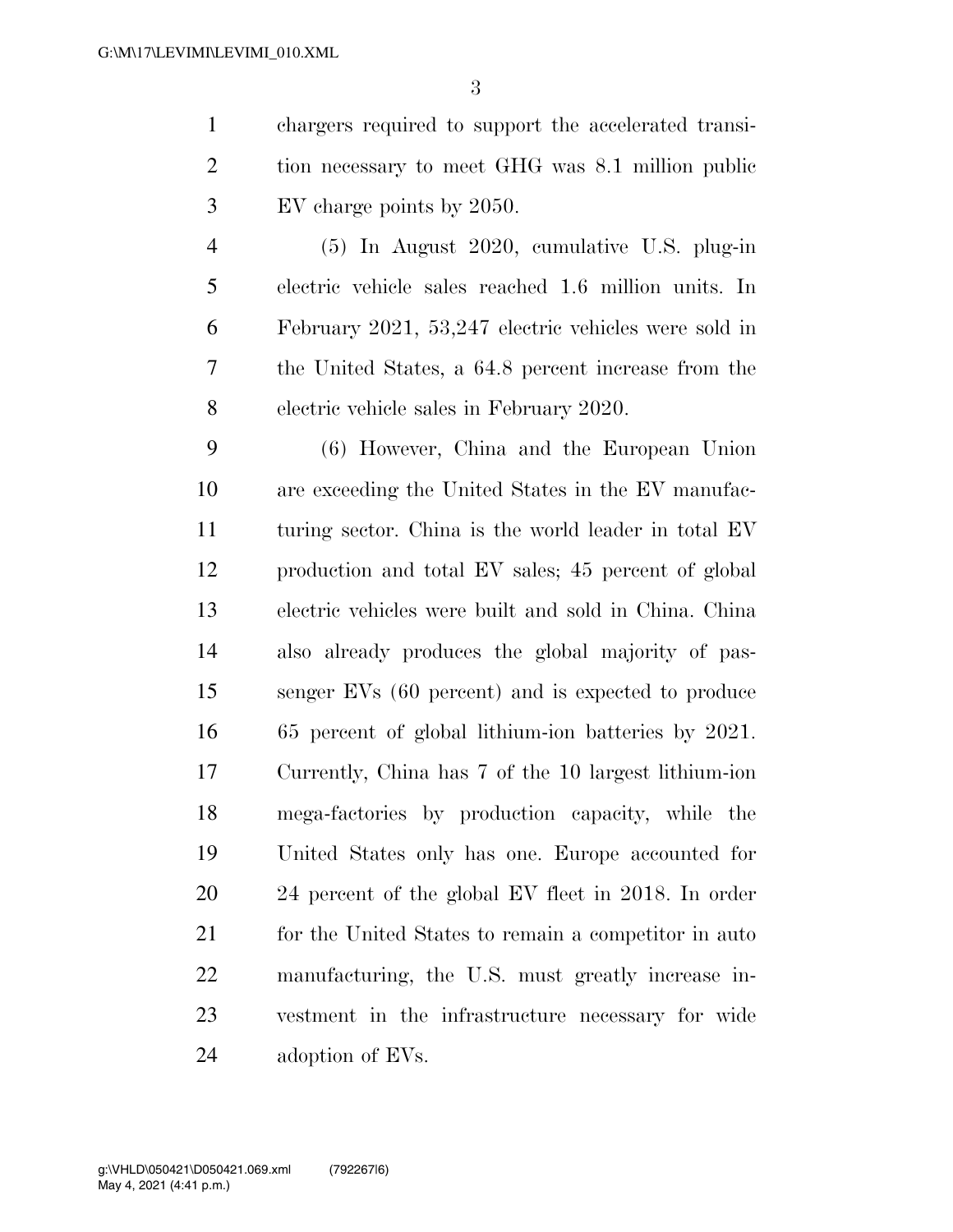chargers required to support the accelerated transition necessary to meet GHG was 8.1 million public EV charge points by 2050.

(5) In August 2020, cumulative U.S. plug-in electric vehicle sales reached 1.6 million units. In February 2021, 53,247 electric vehicles were sold in the United States, a 64.8 percent increase from the electric vehicle sales in February 2020.

(6) However, China and the European Union are exceeding the United States in the EV manufacturing sector. China is the world leader in total EV production and total EV sales; 45 percent of global electric vehicles were built and sold in China. China also already produces the global majority of passenger EVs (60 percent) and is expected to produce 65 percent of global lithium-ion batteries by 2021. Currently, China has 7 of the 10 largest lithium-ion mega-factories by production capacity, while the United States only has one. Europe accounted for 24 percent of the global EV fleet in 2018. In order for the United States to remain a competitor in auto manufacturing, the U.S. must greatly increase investment in the infrastructure necessary for wide adoption of EVs.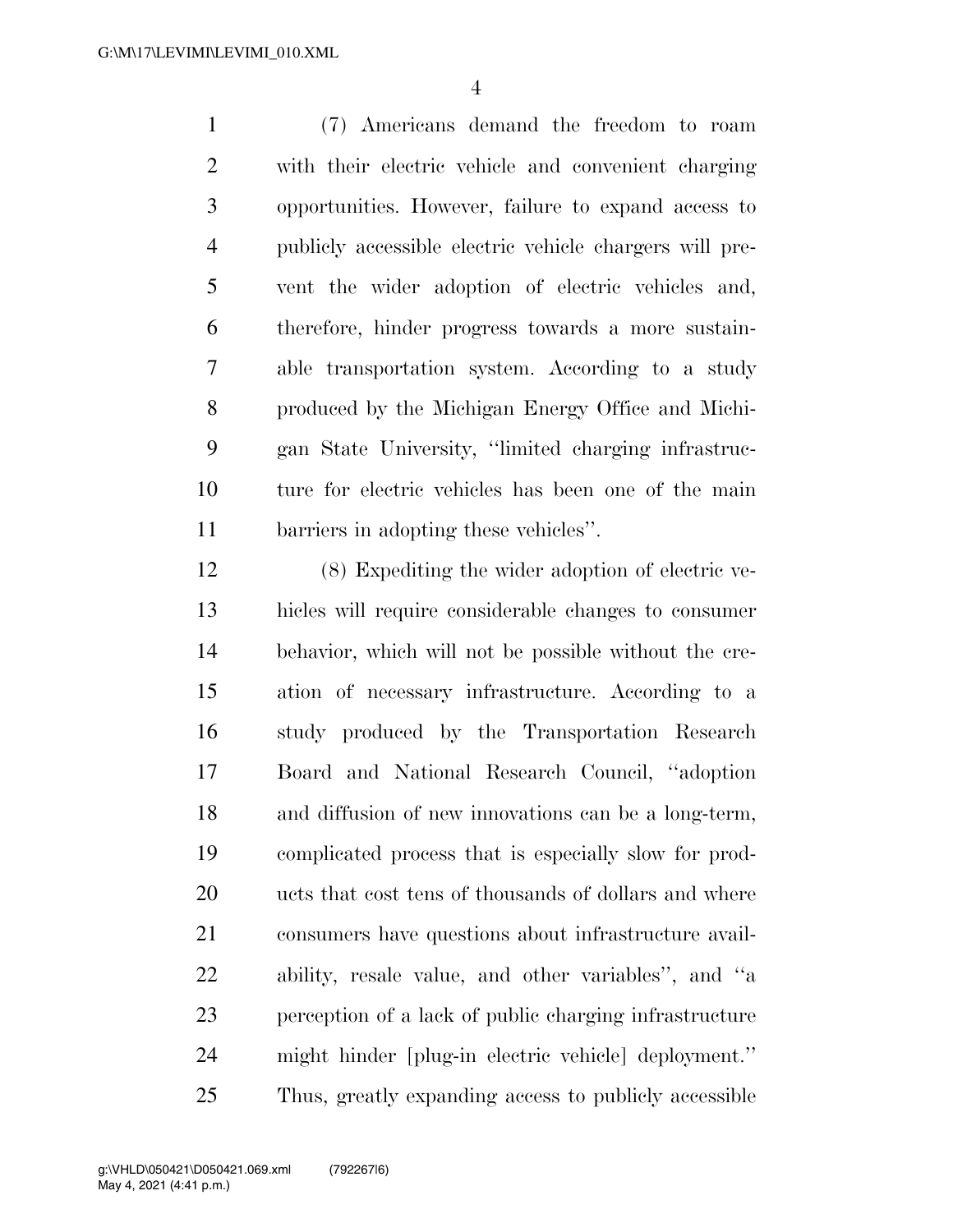(7) Americans demand the freedom to roam with their electric vehicle and convenient charging opportunities. However, failure to expand access to publicly accessible electric vehicle chargers will prevent the wider adoption of electric vehicles and, therefore, hinder progress towards a more sustainable transportation system. According to a study produced by the Michigan Energy Office and Michigan State University, ''limited charging infrastructure for electric vehicles has been one of the main barriers in adopting these vehicles''.

(8) Expediting the wider adoption of electric vehicles will require considerable changes to consumer behavior, which will not be possible without the creation of necessary infrastructure. According to a study produced by the Transportation Research Board and National Research Council, ''adoption and diffusion of new innovations can be a long-term, complicated process that is especially slow for products that cost tens of thousands of dollars and where consumers have questions about infrastructure availability, resale value, and other variables'', and ''a perception of a lack of public charging infrastructure might hinder [plug-in electric vehicle] deployment.'' Thus, greatly expanding access to publicly accessible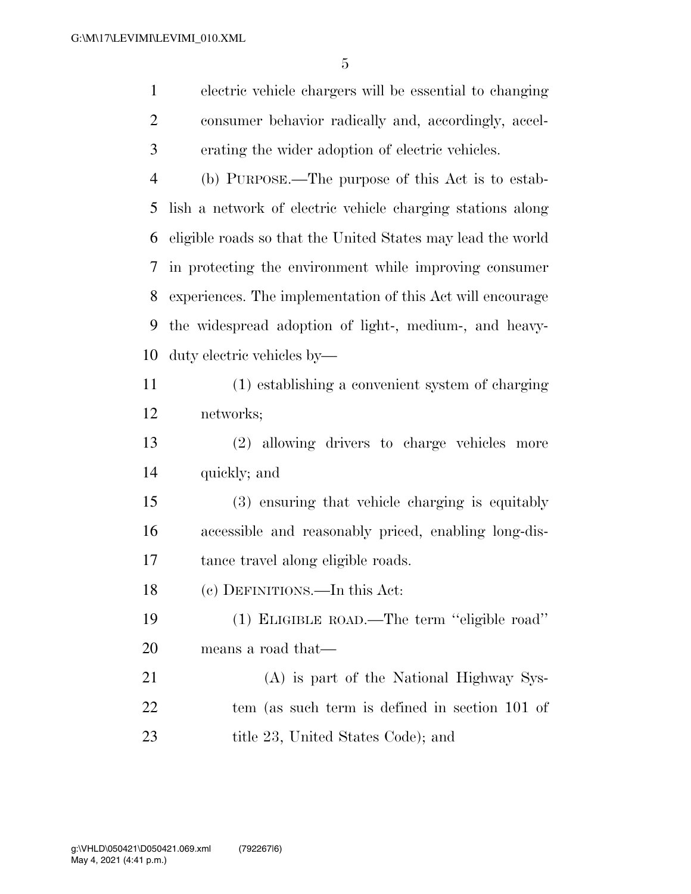electric vehicle chargers will be essential to changing consumer behavior radically and, accordingly, accelerating the wider adoption of electric vehicles.

(b) PURPOSE.—The purpose of this Act is to establish a network of electric vehicle charging stations along eligible roads so that the United States may lead the world in protecting the environment while improving consumer experiences. The implementation of this Act will encourage the widespread adoption of light-, medium-, and heavy-duty electric vehicles by—

(1) establishing a convenient system of charging networks;

(2) allowing drivers to charge vehicles more quickly; and

(3) ensuring that vehicle charging is equitably accessible and reasonably priced, enabling long-distance travel along eligible roads.

(c) DEFINITIONS.—In this Act:

(1) ELIGIBLE ROAD.—The term "eligible road" means a road that—

(A) is part of the National Highway System (as such term is defined in section 101 of title 23, United States Code); and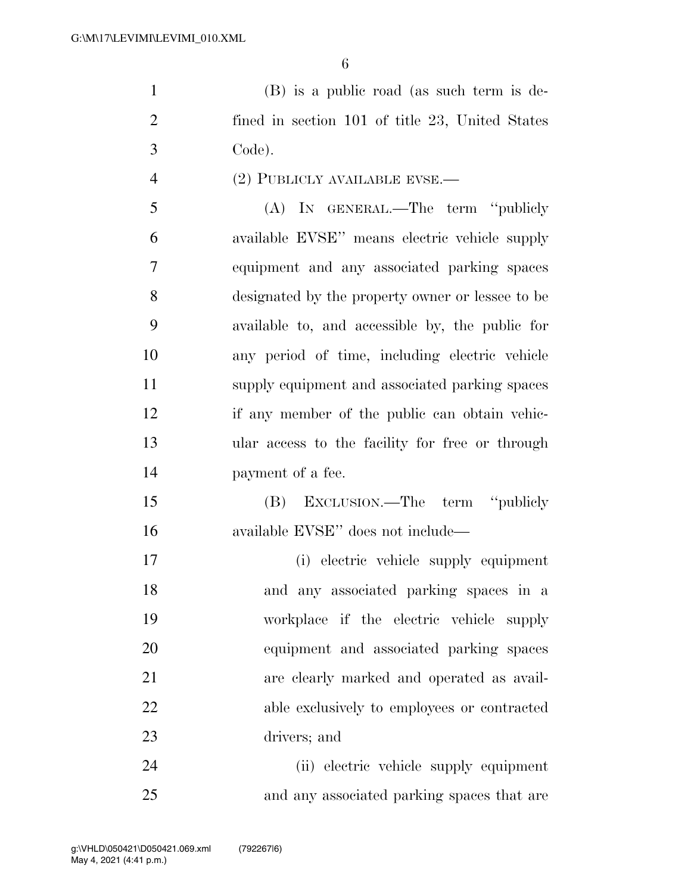(B) is a public road (as such term is defined in section 101 of title 23, United States Code).

(2) PUBLICLY AVAILABLE EVSE.—

(A) IN GENERAL.—The term ''publicly available EVSE'' means electric vehicle supply equipment and any associated parking spaces designated by the property owner or lessee to be available to, and accessible by, the public for any period of time, including electric vehicle supply equipment and associated parking spaces if any member of the public can obtain vehicular access to the facility for free or through payment of a fee.

(B) EXCLUSION.—The term ''publicly available EVSE'' does not include—

(i) electric vehicle supply equipment and any associated parking spaces in a workplace if the electric vehicle supply equipment and associated parking spaces are clearly marked and operated as available exclusively to employees or contracted drivers; and

(ii) electric vehicle supply equipment and any associated parking spaces that are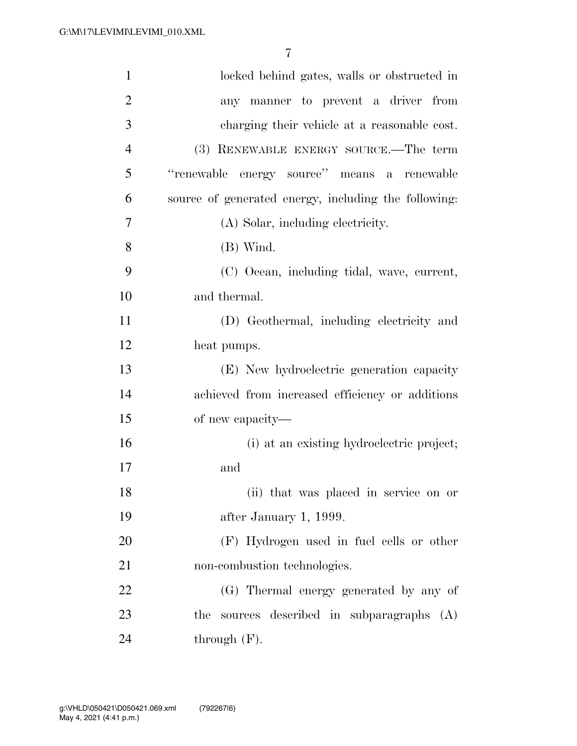locked behind gates, walls or obstructed in any manner to prevent a driver from charging their vehicle at a reasonable cost.

(3) RENEWABLE ENERGY SOURCE.—The term "renewable energy source" means a renewable source of generated energy, including the following:

(A) Solar, including electricity.

(B) Wind.

(C) Ocean, including tidal, wave, current, and thermal.

(D) Geothermal, including electricity and heat pumps.

(E) New hydroelectric generation capacity achieved from increased efficiency or additions of new capacity—

(i) at an existing hydroelectric project; and

(ii) that was placed in service on or after January 1, 1999.

(F) Hydrogen used in fuel cells or other non-combustion technologies.

(G) Thermal energy generated by any of the sources described in subparagraphs (A) through (F).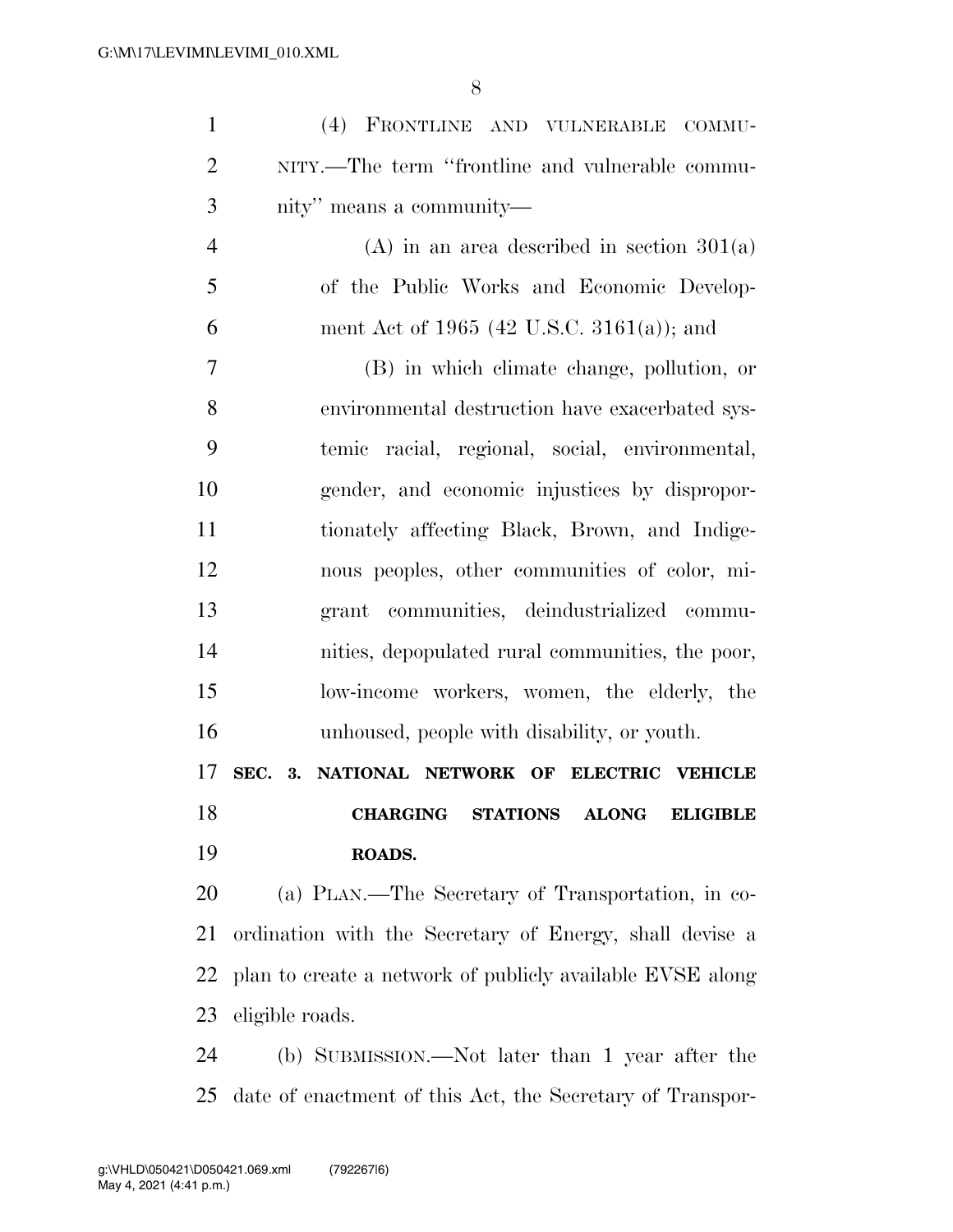(4) FRONTLINE AND VULNERABLE COMMUNITY.—The term "frontline and vulnerable community" means a community—

(A) in an area described in section 301(a) of the Public Works and Economic Development Act of 1965 (42 U.S.C. 3161(a)); and

(B) in which climate change, pollution, or environmental destruction have exacerbated systemic racial, regional, social, environmental, gender, and economic injustices by disproportionately affecting Black, Brown, and Indigenous peoples, other communities of color, migrant communities, deindustrialized communities, depopulated rural communities, the poor, low-income workers, women, the elderly, the unhoused, people with disability, or youth.

## SEC. 3. NATIONAL NETWORK OF ELECTRIC VEHICLE CHARGING STATIONS ALONG ELIGIBLE ROADS.

(a) PLAN.—The Secretary of Transportation, in coordination with the Secretary of Energy, shall devise a plan to create a network of publicly available EVSE along eligible roads.

(b) SUBMISSION.—Not later than 1 year after the date of enactment of this Act, the Secretary of Transpor-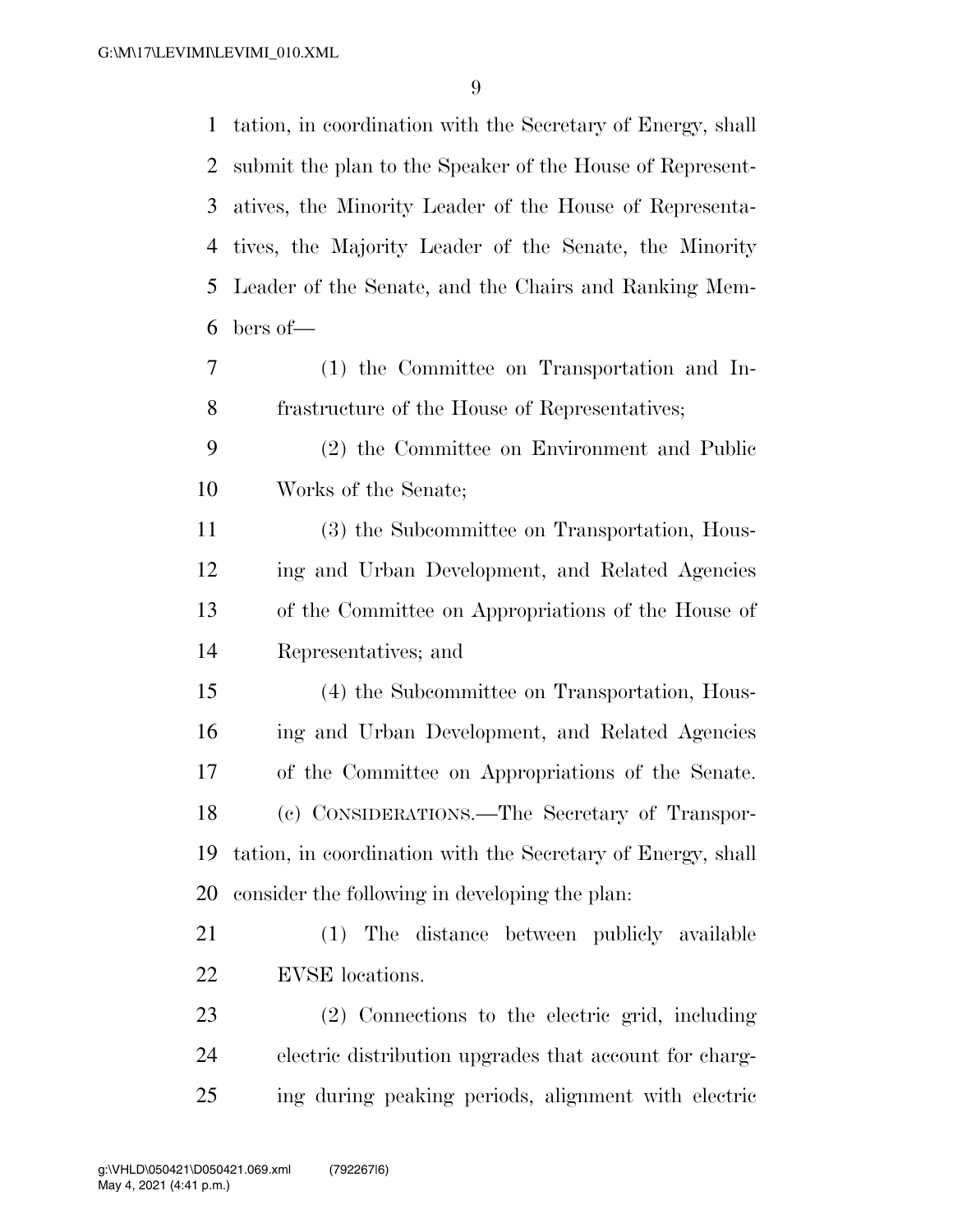tation, in coordination with the Secretary of Energy, shall submit the plan to the Speaker of the House of Representatives, the Minority Leader of the House of Representatives, the Majority Leader of the Senate, the Minority Leader of the Senate, and the Chairs and Ranking Members of—

(1) the Committee on Transportation and Infrastructure of the House of Representatives;

(2) the Committee on Environment and Public Works of the Senate;

(3) the Subcommittee on Transportation, Housing and Urban Development, and Related Agencies of the Committee on Appropriations of the House of Representatives; and

(4) the Subcommittee on Transportation, Housing and Urban Development, and Related Agencies of the Committee on Appropriations of the Senate.

(c) CONSIDERATIONS.—The Secretary of Transportation, in coordination with the Secretary of Energy, shall consider the following in developing the plan:

(1) The distance between publicly available EVSE locations.

(2) Connections to the electric grid, including electric distribution upgrades that account for charging during peaking periods, alignment with electric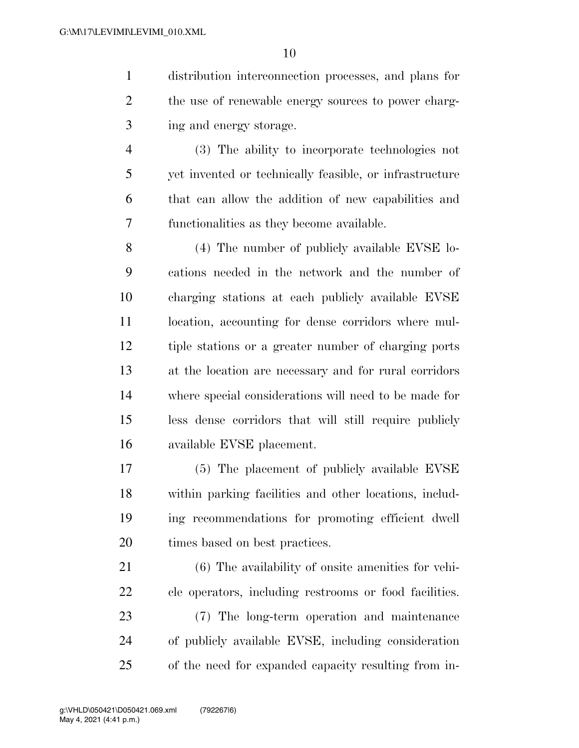distribution interconnection processes, and plans for the use of renewable energy sources to power charging and energy storage.

(3) The ability to incorporate technologies not yet invented or technically feasible, or infrastructure that can allow the addition of new capabilities and functionalities as they become available.

(4) The number of publicly available EVSE locations needed in the network and the number of charging stations at each publicly available EVSE location, accounting for dense corridors where multiple stations or a greater number of charging ports at the location are necessary and for rural corridors where special considerations will need to be made for less dense corridors that will still require publicly available EVSE placement.

(5) The placement of publicly available EVSE within parking facilities and other locations, including recommendations for promoting efficient dwell times based on best practices.

(6) The availability of onsite amenities for vehicle operators, including restrooms or food facilities.

(7) The long-term operation and maintenance of publicly available EVSE, including consideration of the need for expanded capacity resulting from in-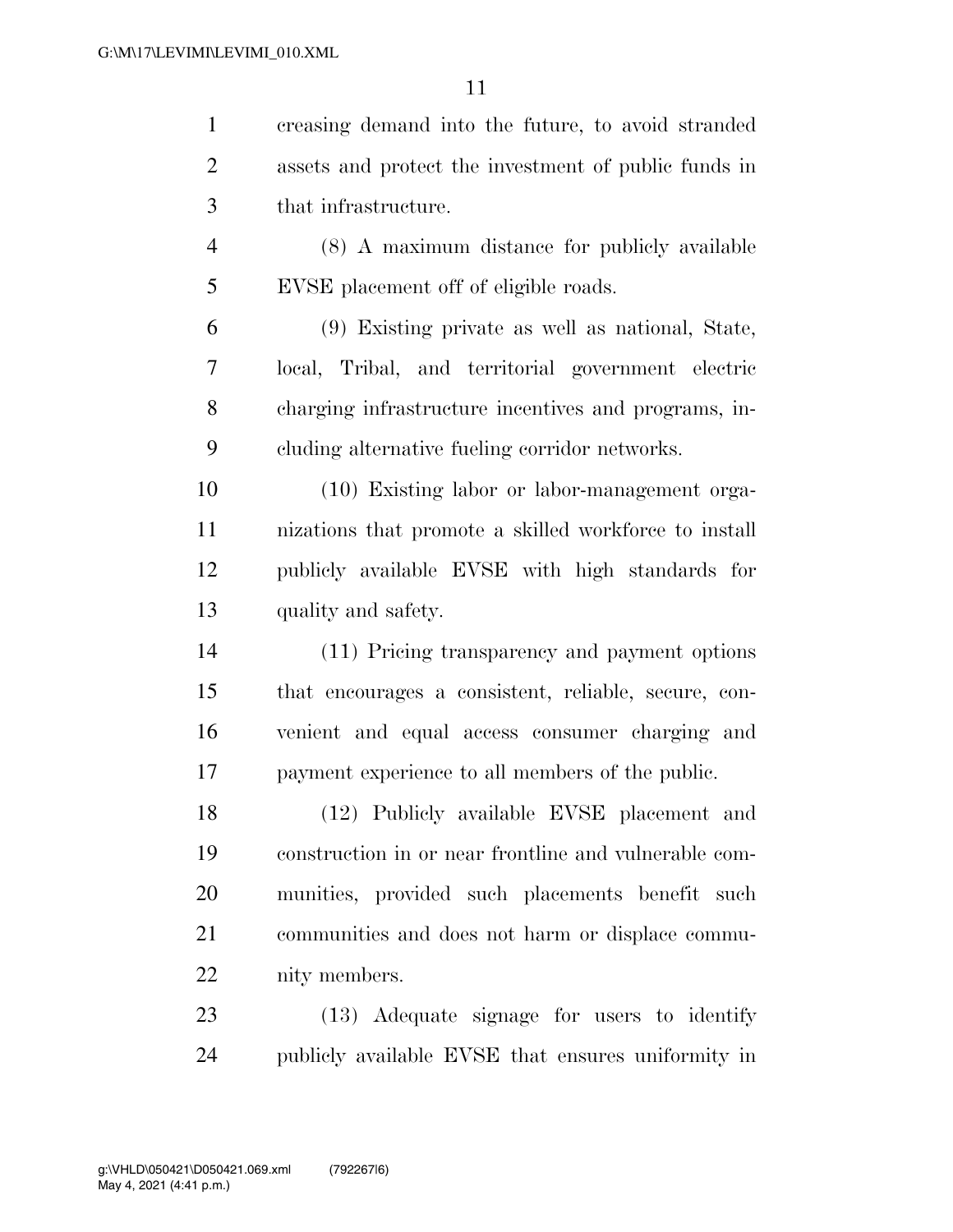creasing demand into the future, to avoid stranded assets and protect the investment of public funds in that infrastructure.

(8) A maximum distance for publicly available EVSE placement off of eligible roads.

(9) Existing private as well as national, State, local, Tribal, and territorial government electric charging infrastructure incentives and programs, including alternative fueling corridor networks.

(10) Existing labor or labor-management organizations that promote a skilled workforce to install publicly available EVSE with high standards for quality and safety.

(11) Pricing transparency and payment options that encourages a consistent, reliable, secure, convenient and equal access consumer charging and payment experience to all members of the public.

(12) Publicly available EVSE placement and construction in or near frontline and vulnerable communities, provided such placements benefit such communities and does not harm or displace community members.

(13) Adequate signage for users to identify publicly available EVSE that ensures uniformity in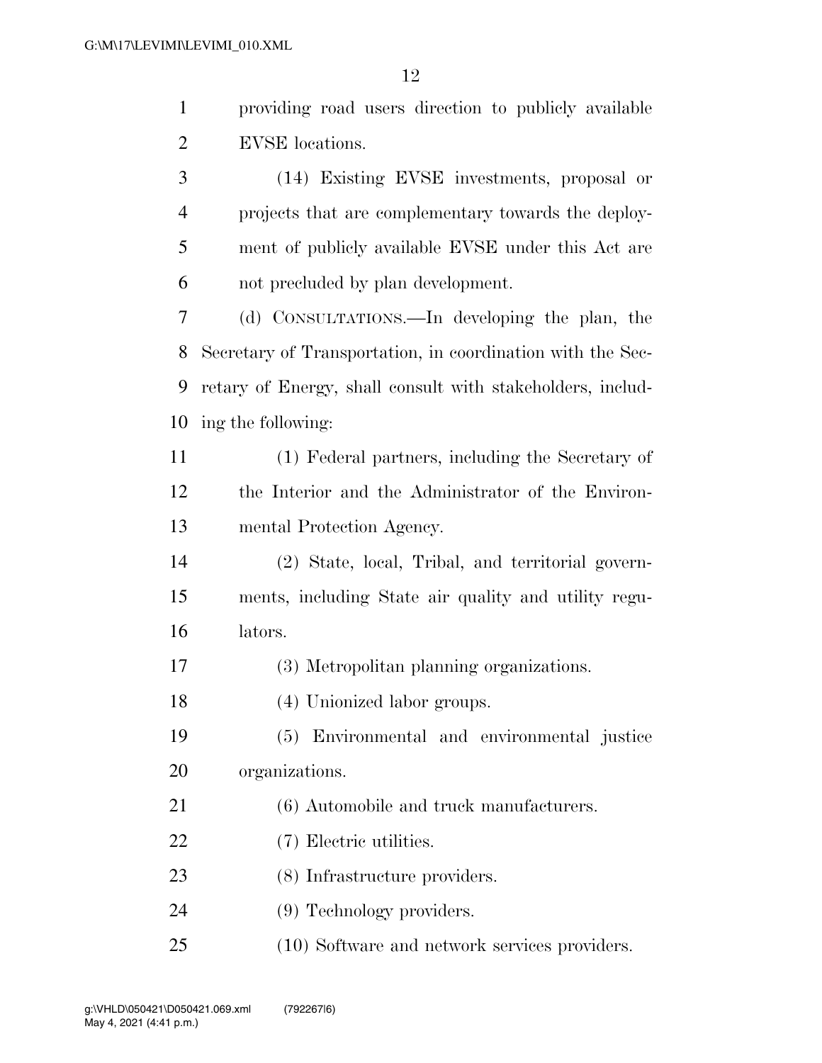providing road users direction to publicly available EVSE locations.

(14) Existing EVSE investments, proposal or projects that are complementary towards the deployment of publicly available EVSE under this Act are not precluded by plan development.

(d) CONSULTATIONS.—In developing the plan, the Secretary of Transportation, in coordination with the Secretary of Energy, shall consult with stakeholders, including the following:

(1) Federal partners, including the Secretary of the Interior and the Administrator of the Environmental Protection Agency.

(2) State, local, Tribal, and territorial governments, including State air quality and utility regulators.

(3) Metropolitan planning organizations.

(4) Unionized labor groups.

(5) Environmental and environmental justice organizations.

(6) Automobile and truck manufacturers.

(7) Electric utilities.

(8) Infrastructure providers.

(9) Technology providers.

(10) Software and network services providers.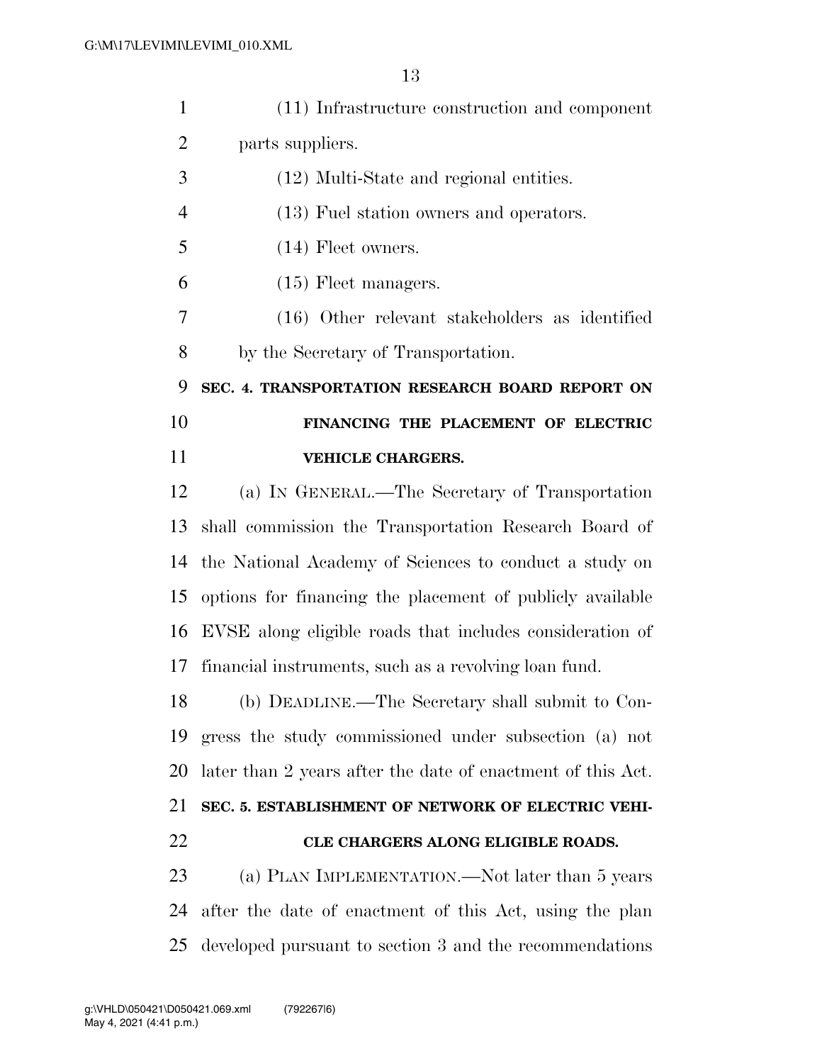(11) Infrastructure construction and component parts suppliers.

(12) Multi-State and regional entities.

(13) Fuel station owners and operators.

(14) Fleet owners.

(15) Fleet managers.

(16) Other relevant stakeholders as identified by the Secretary of Transportation.

**SEC. 4. TRANSPORTATION RESEARCH BOARD REPORT ON FINANCING THE PLACEMENT OF ELECTRIC VEHICLE CHARGERS.**

(a) IN GENERAL.—The Secretary of Transportation shall commission the Transportation Research Board of the National Academy of Sciences to conduct a study on options for financing the placement of publicly available EVSE along eligible roads that includes consideration of financial instruments, such as a revolving loan fund.

(b) DEADLINE.—The Secretary shall submit to Congress the study commissioned under subsection (a) not later than 2 years after the date of enactment of this Act.

**SEC. 5. ESTABLISHMENT OF NETWORK OF ELECTRIC VEHICLE CHARGERS ALONG ELIGIBLE ROADS.**

(a) PLAN IMPLEMENTATION.—Not later than 5 years after the date of enactment of this Act, using the plan developed pursuant to section 3 and the recommendations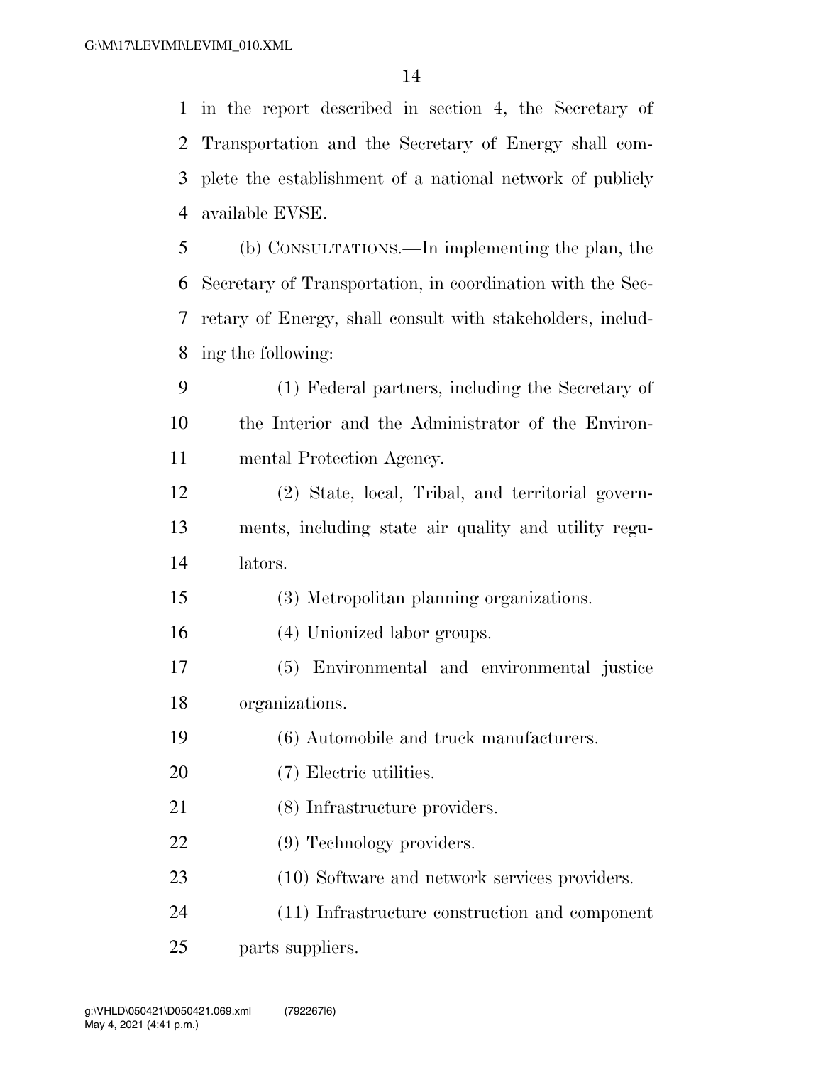in the report described in section 4, the Secretary of Transportation and the Secretary of Energy shall complete the establishment of a national network of publicly available EVSE.

(b) CONSULTATIONS.—In implementing the plan, the Secretary of Transportation, in coordination with the Secretary of Energy, shall consult with stakeholders, including the following:

(1) Federal partners, including the Secretary of the Interior and the Administrator of the Environmental Protection Agency.

(2) State, local, Tribal, and territorial governments, including state air quality and utility regulators.

(3) Metropolitan planning organizations.

(4) Unionized labor groups.

(5) Environmental and environmental justice organizations.

(6) Automobile and truck manufacturers.

(7) Electric utilities.

(8) Infrastructure providers.

(9) Technology providers.

(10) Software and network services providers.

(11) Infrastructure construction and component parts suppliers.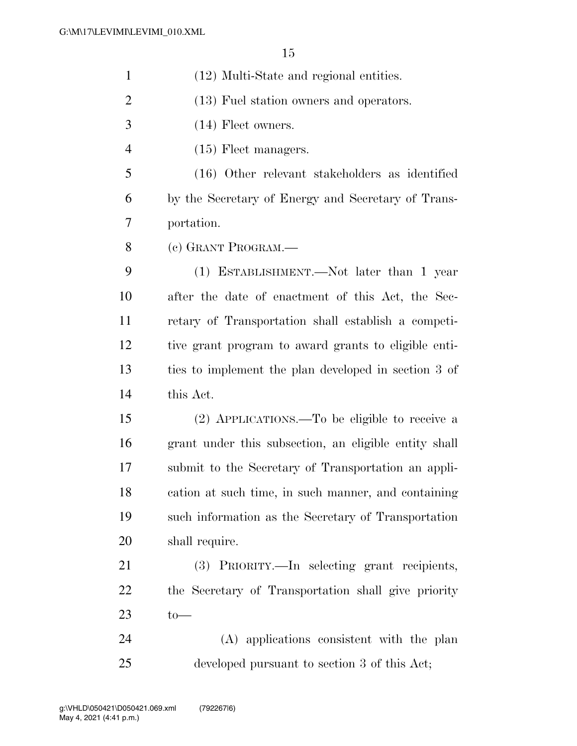(12) Multi-State and regional entities.

(13) Fuel station owners and operators.

(14) Fleet owners.

(15) Fleet managers.

(16) Other relevant stakeholders as identified by the Secretary of Energy and Secretary of Transportation.

(c) GRANT PROGRAM.—

(1) ESTABLISHMENT.—Not later than 1 year after the date of enactment of this Act, the Secretary of Transportation shall establish a competitive grant program to award grants to eligible entities to implement the plan developed in section 3 of this Act.

(2) APPLICATIONS.—To be eligible to receive a grant under this subsection, an eligible entity shall submit to the Secretary of Transportation an application at such time, in such manner, and containing such information as the Secretary of Transportation shall require.

(3) PRIORITY.—In selecting grant recipients, the Secretary of Transportation shall give priority to—

(A) applications consistent with the plan developed pursuant to section 3 of this Act;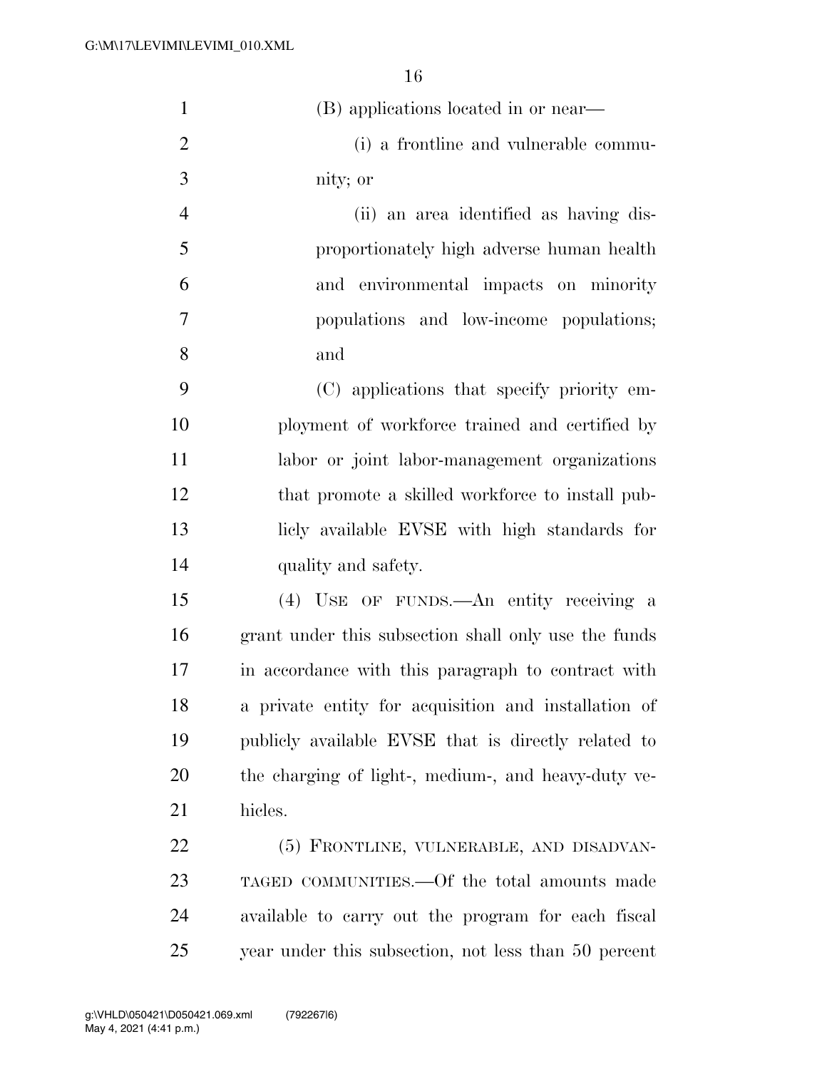(B) applications located in or near—

(i) a frontline and vulnerable community; or

(ii) an area identified as having disproportionately high adverse human health and environmental impacts on minority populations and low-income populations; and

(C) applications that specify priority employment of workforce trained and certified by labor or joint labor-management organizations that promote a skilled workforce to install publicly available EVSE with high standards for quality and safety.

(4) USE OF FUNDS.—An entity receiving a grant under this subsection shall only use the funds in accordance with this paragraph to contract with a private entity for acquisition and installation of publicly available EVSE that is directly related to the charging of light-, medium-, and heavy-duty vehicles.

(5) FRONTLINE, VULNERABLE, AND DISADVANTAGED COMMUNITIES.—Of the total amounts made available to carry out the program for each fiscal year under this subsection, not less than 50 percent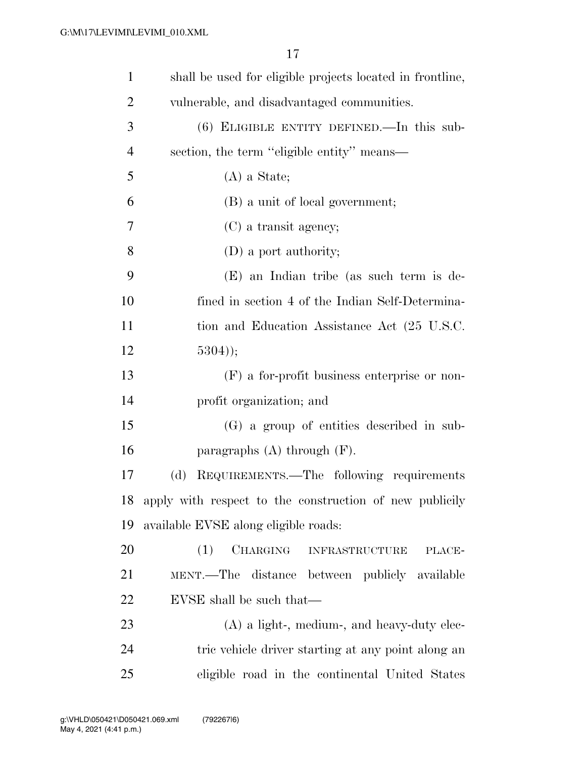shall be used for eligible projects located in frontline, vulnerable, and disadvantaged communities.

(6) ELIGIBLE ENTITY DEFINED.—In this subsection, the term "eligible entity" means—

(A) a State;

(B) a unit of local government;

(C) a transit agency;

(D) a port authority;

(E) an Indian tribe (as such term is defined in section 4 of the Indian Self-Determination and Education Assistance Act (25 U.S.C. 5304));

(F) a for-profit business enterprise or nonprofit organization; and

(G) a group of entities described in subparagraphs (A) through (F).

(d) REQUIREMENTS.—The following requirements apply with respect to the construction of new publicly available EVSE along eligible roads:

(1) CHARGING INFRASTRUCTURE PLACEMENT.—The distance between publicly available EVSE shall be such that—

(A) a light-, medium-, and heavy-duty electric vehicle driver starting at any point along an eligible road in the continental United States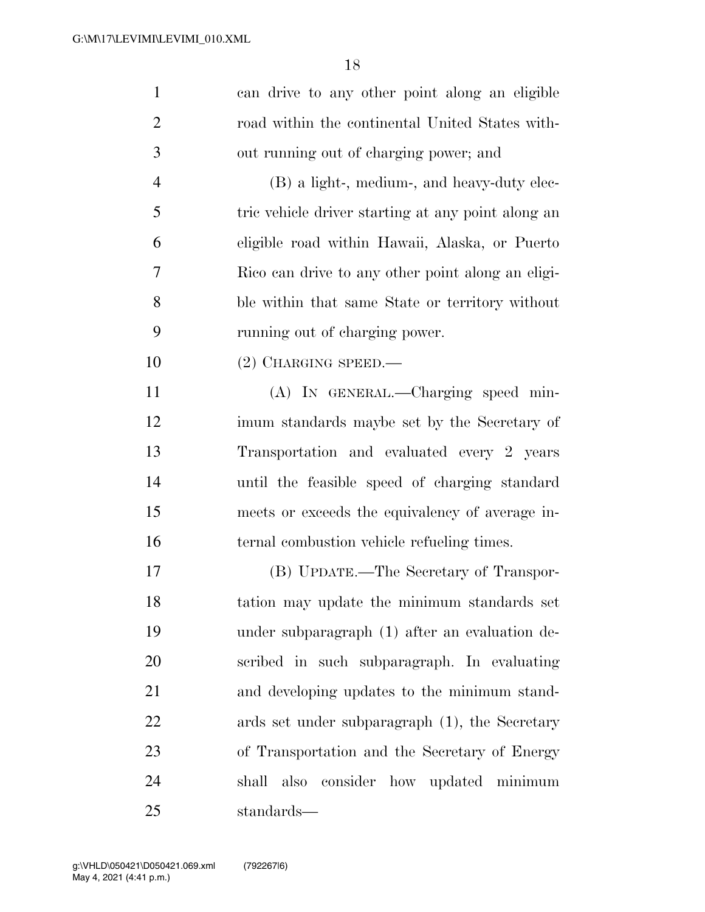can drive to any other point along an eligible road within the continental United States without running out of charging power; and

(B) a light-, medium-, and heavy-duty electric vehicle driver starting at any point along an eligible road within Hawaii, Alaska, or Puerto Rico can drive to any other point along an eligible within that same State or territory without running out of charging power.

(2) CHARGING SPEED.—

(A) IN GENERAL.—Charging speed minimum standards maybe set by the Secretary of Transportation and evaluated every 2 years until the feasible speed of charging standard meets or exceeds the equivalency of average internal combustion vehicle refueling times.

(B) UPDATE.—The Secretary of Transportation may update the minimum standards set under subparagraph (1) after an evaluation described in such subparagraph. In evaluating and developing updates to the minimum standards set under subparagraph (1), the Secretary of Transportation and the Secretary of Energy shall also consider how updated minimum standards—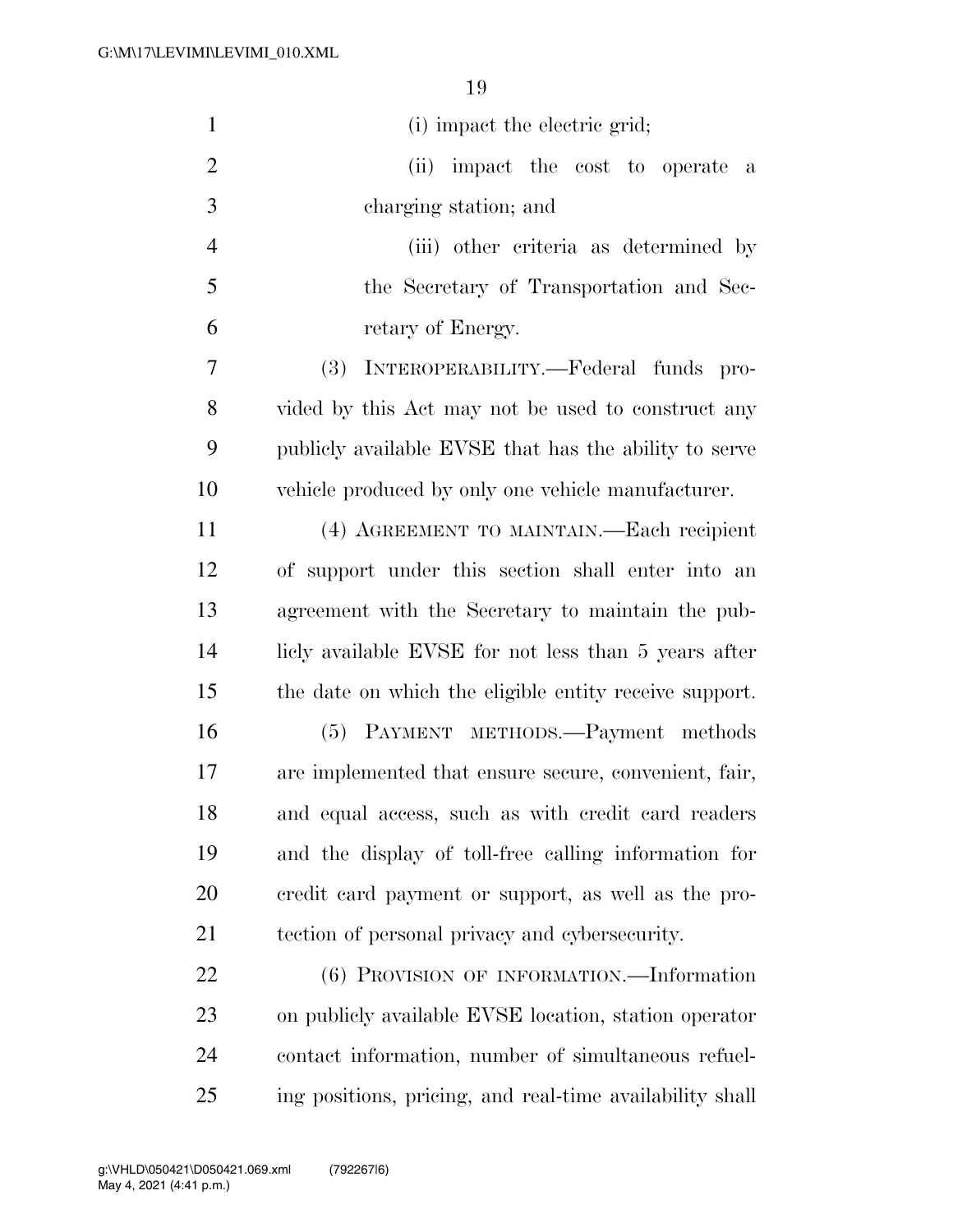(i) impact the electric grid;

(ii) impact the cost to operate a charging station; and

(iii) other criteria as determined by the Secretary of Transportation and Secretary of Energy.

(3) INTEROPERABILITY.—Federal funds provided by this Act may not be used to construct any publicly available EVSE that has the ability to serve vehicle produced by only one vehicle manufacturer.

(4) AGREEMENT TO MAINTAIN.—Each recipient of support under this section shall enter into an agreement with the Secretary to maintain the publicly available EVSE for not less than 5 years after the date on which the eligible entity receive support.

(5) PAYMENT METHODS.—Payment methods are implemented that ensure secure, convenient, fair, and equal access, such as with credit card readers and the display of toll-free calling information for credit card payment or support, as well as the protection of personal privacy and cybersecurity.

(6) PROVISION OF INFORMATION.—Information on publicly available EVSE location, station operator contact information, number of simultaneous refueling positions, pricing, and real-time availability shall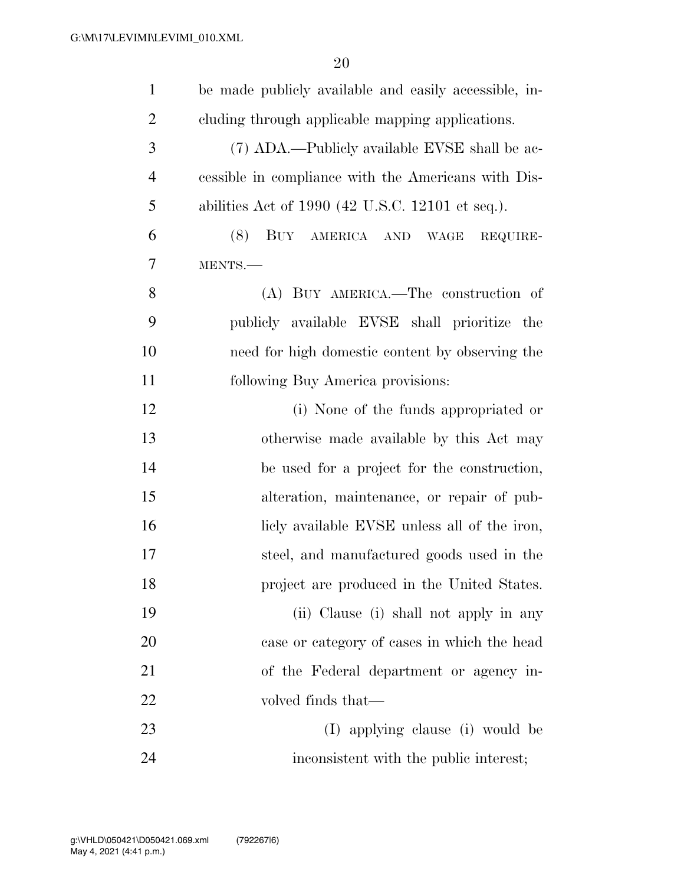be made publicly available and easily accessible, including through applicable mapping applications.

(7) ADA.—Publicly available EVSE shall be accessible in compliance with the Americans with Disabilities Act of 1990 (42 U.S.C. 12101 et seq.).

(8) BUY AMERICA AND WAGE REQUIREMENTS.—

(A) BUY AMERICA.—The construction of publicly available EVSE shall prioritize the need for high domestic content by observing the following Buy America provisions:

(i) None of the funds appropriated or otherwise made available by this Act may be used for a project for the construction, alteration, maintenance, or repair of publicly available EVSE unless all of the iron, steel, and manufactured goods used in the project are produced in the United States.

(ii) Clause (i) shall not apply in any case or category of cases in which the head of the Federal department or agency involved finds that—

(I) applying clause (i) would be inconsistent with the public interest;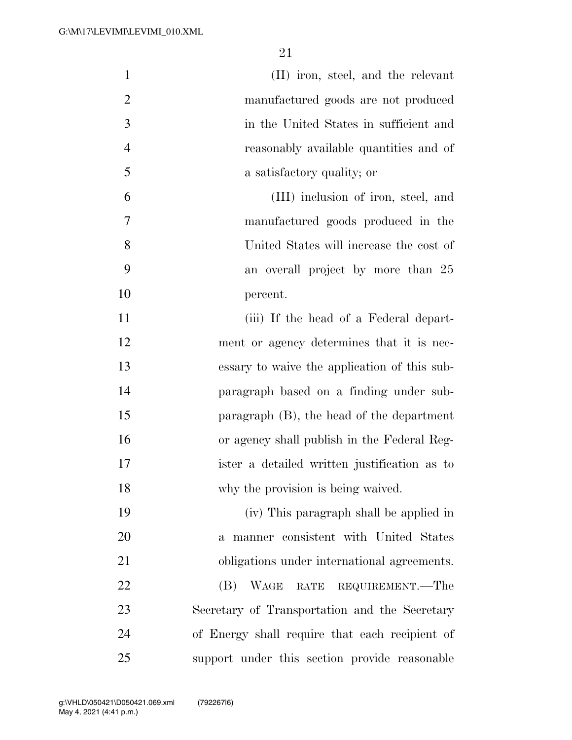(II) iron, steel, and the relevant manufactured goods are not produced in the United States in sufficient and reasonably available quantities and of a satisfactory quality; or

(III) inclusion of iron, steel, and manufactured goods produced in the United States will increase the cost of an overall project by more than 25 percent.

(iii) If the head of a Federal department or agency determines that it is necessary to waive the application of this subparagraph based on a finding under subparagraph (B), the head of the department or agency shall publish in the Federal Register a detailed written justification as to why the provision is being waived.

(iv) This paragraph shall be applied in a manner consistent with United States obligations under international agreements.

(B) WAGE RATE REQUIREMENT.—The Secretary of Transportation and the Secretary of Energy shall require that each recipient of support under this section provide reasonable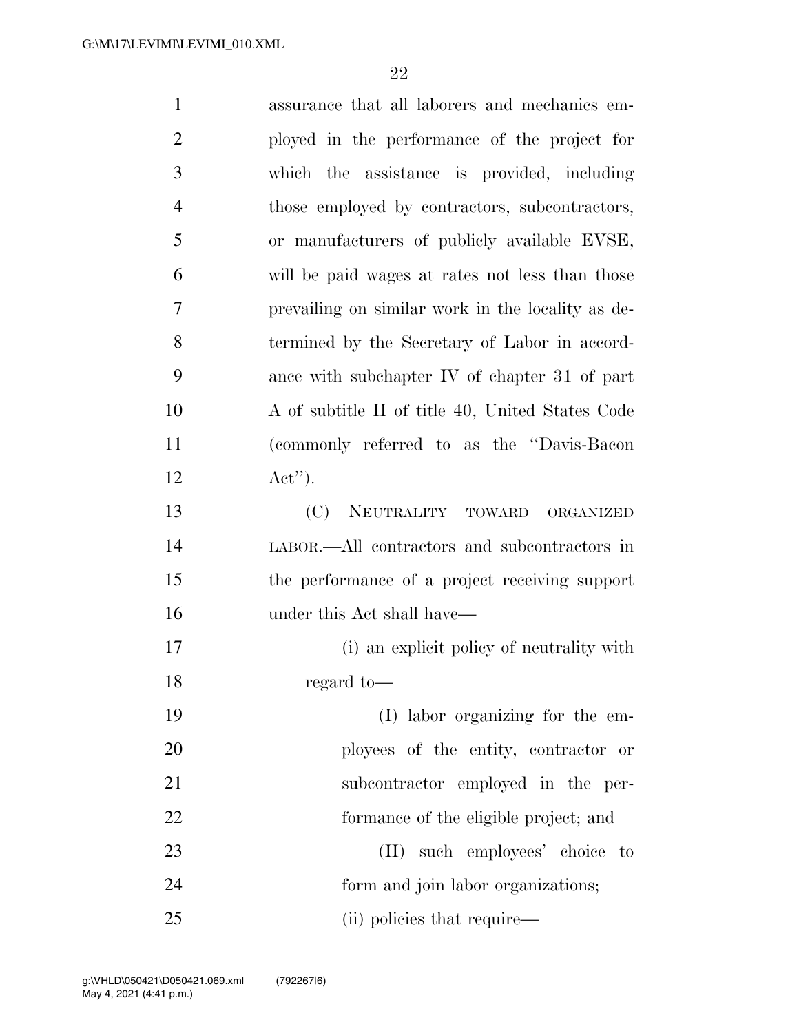assurance that all laborers and mechanics employed in the performance of the project for which the assistance is provided, including those employed by contractors, subcontractors, or manufacturers of publicly available EVSE, will be paid wages at rates not less than those prevailing on similar work in the locality as determined by the Secretary of Labor in accordance with subchapter IV of chapter 31 of part A of subtitle II of title 40, United States Code (commonly referred to as the "Davis-Bacon Act").

(C) NEUTRALITY TOWARD ORGANIZED LABOR.—All contractors and subcontractors in the performance of a project receiving support under this Act shall have—

(i) an explicit policy of neutrality with regard to—

(I) labor organizing for the employees of the entity, contractor or subcontractor employed in the performance of the eligible project; and

(II) such employees' choice to form and join labor organizations;

(ii) policies that require—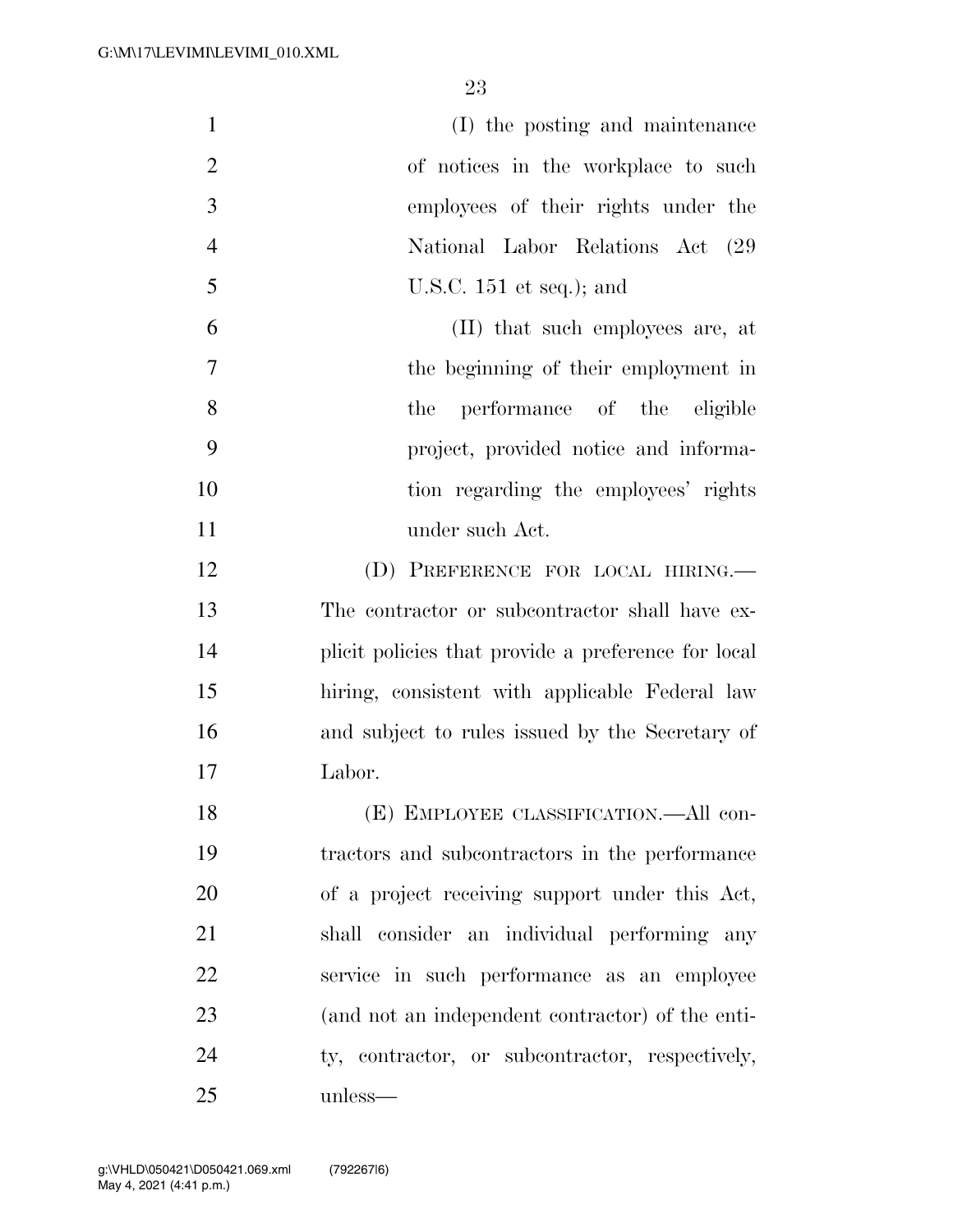(I) the posting and maintenance of notices in the workplace to such employees of their rights under the National Labor Relations Act (29 U.S.C. 151 et seq.); and

(II) that such employees are, at the beginning of their employment in the performance of the eligible project, provided notice and information regarding the employees' rights under such Act.

(D) PREFERENCE FOR LOCAL HIRING.—The contractor or subcontractor shall have explicit policies that provide a preference for local hiring, consistent with applicable Federal law and subject to rules issued by the Secretary of Labor.

(E) EMPLOYEE CLASSIFICATION.—All contractors and subcontractors in the performance of a project receiving support under this Act, shall consider an individual performing any service in such performance as an employee (and not an independent contractor) of the entity, contractor, or subcontractor, respectively, unless—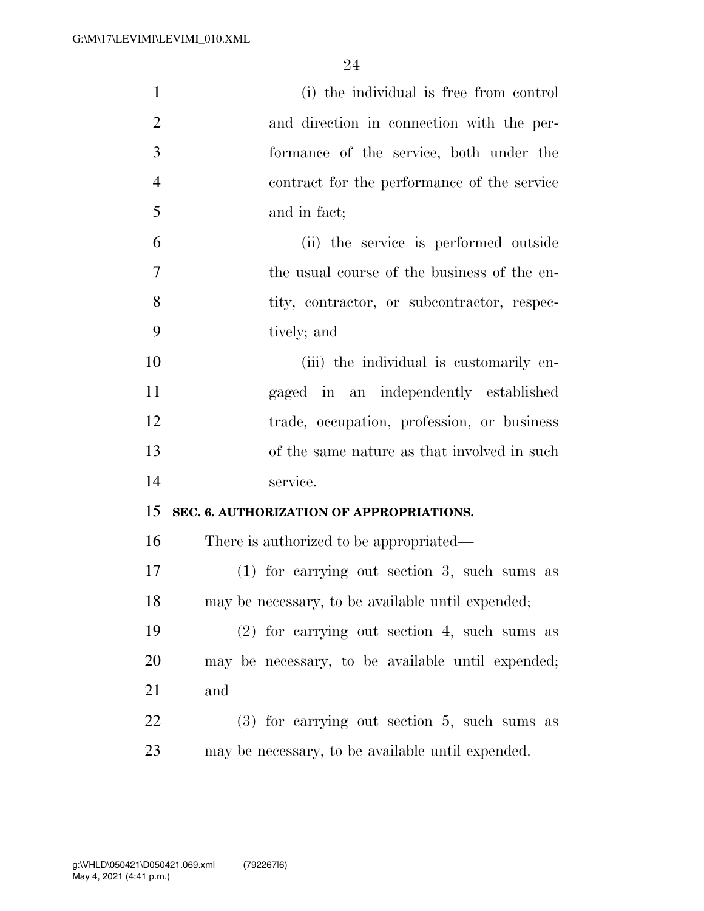(i) the individual is free from control and direction in connection with the performance of the service, both under the contract for the performance of the service and in fact;

(ii) the service is performed outside the usual course of the business of the entity, contractor, or subcontractor, respectively; and

(iii) the individual is customarily engaged in an independently established trade, occupation, profession, or business of the same nature as that involved in such service.

**SEC. 6. AUTHORIZATION OF APPROPRIATIONS.**

There is authorized to be appropriated—

(1) for carrying out section 3, such sums as may be necessary, to be available until expended;

(2) for carrying out section 4, such sums as may be necessary, to be available until expended; and

(3) for carrying out section 5, such sums as may be necessary, to be available until expended.